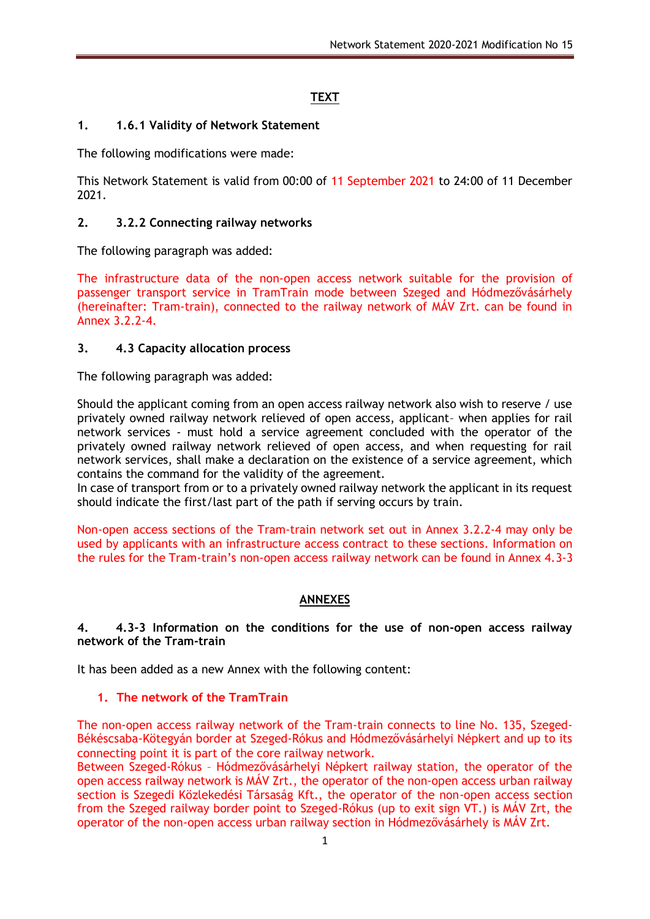## TEXT

### 1. 1.6.1 Validity of Network Statement

The following modifications were made:

This Network Statement is valid from 00:00 of 11 September 2021 to 24:00 of 11 December 2021.

### 2. 3.2.2 Connecting railway networks

The following paragraph was added:

The infrastructure data of the non-open access network suitable for the provision of passenger transport service in TramTrain mode between Szeged and Hódmezővásárhely (hereinafter: Tram-train), connected to the railway network of MÁV Zrt. can be found in Annex 3.2.2-4.

### 3. 4.3 Capacity allocation process

The following paragraph was added:

Should the applicant coming from an open access railway network also wish to reserve / use privately owned railway network relieved of open access, applicant– when applies for rail network services - must hold a service agreement concluded with the operator of the privately owned railway network relieved of open access, and when requesting for rail network services, shall make a declaration on the existence of a service agreement, which contains the command for the validity of the agreement.
In case of transport from or to a privately owned railway network the applicant in its request should indicate the first/last part of the path if serving occurs by train.

Non-open access sections of the Tram-train network set out in Annex 3.2.2-4 may only be used by applicants with an infrastructure access contract to these sections. Information on the rules for the Tram-train's non-open access railway network can be found in Annex 4.3-3

## ANNEXES

### 4. 4.3-3 Information on the conditions for the use of non-open access railway network of the Tram-train

It has been added as a new Annex with the following content:

1. **The network of the TramTrain**

The non-open access railway network of the Tram-train connects to line No. 135, Szeged-Békéscsaba-Kötegyán border at Szeged-Rókus and Hódmezővásárhelyi Népkert and up to its connecting point it is part of the core railway network.
Between Szeged-Rókus – Hódmezővásárhelyi Népkert railway station, the operator of the open access railway network is MÁV Zrt., the operator of the non-open access urban railway section is Szegedi Közlekedési Társaság Kft., the operator of the non-open access section from the Szeged railway border point to Szeged-Rókus (up to exit sign VT.) is MÁV Zrt, the operator of the non-open access urban railway section in Hódmezővásárhely is MÁV Zrt.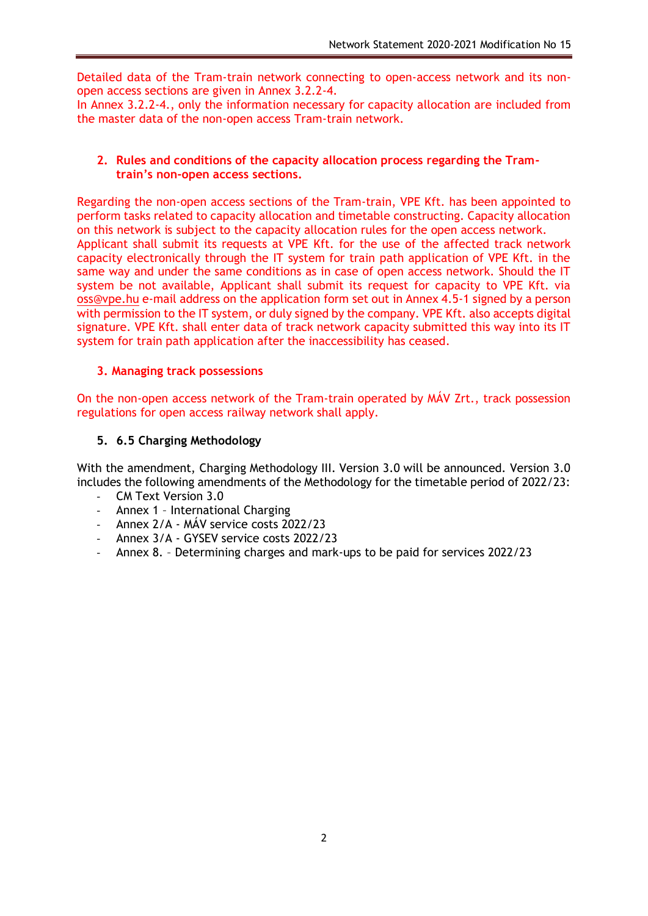Detailed data of the Tram-train network connecting to open-access network and its non-open access sections are given in Annex 3.2.2-4.
In Annex 3.2.2-4., only the information necessary for capacity allocation are included from the master data of the non-open access Tram-train network.

## 2. Rules and conditions of the capacity allocation process regarding the Tram-train's non-open access sections.

Regarding the non-open access sections of the Tram-train, VPE Kft. has been appointed to perform tasks related to capacity allocation and timetable constructing. Capacity allocation on this network is subject to the capacity allocation rules for the open access network.
Applicant shall submit its requests at VPE Kft. for the use of the affected track network capacity electronically through the IT system for train path application of VPE Kft. in the same way and under the same conditions as in case of open access network. Should the IT system be not available, Applicant shall submit its request for capacity to VPE Kft. via oss@vpe.hu e-mail address on the application form set out in Annex 4.5-1 signed by a person with permission to the IT system, or duly signed by the company. VPE Kft. also accepts digital signature. VPE Kft. shall enter data of track network capacity submitted this way into its IT system for train path application after the inaccessibility has ceased.

## 3. Managing track possessions

On the non-open access network of the Tram-train operated by MÁV Zrt., track possession regulations for open access railway network shall apply.

## 5. 6.5 Charging Methodology

With the amendment, Charging Methodology III. Version 3.0 will be announced. Version 3.0 includes the following amendments of the Methodology for the timetable period of 2022/23:

- CM Text Version 3.0
- Annex 1 – International Charging
- Annex 2/A - MÁV service costs 2022/23
- Annex 3/A - GYSEV service costs 2022/23
- Annex 8. – Determining charges and mark-ups to be paid for services 2022/23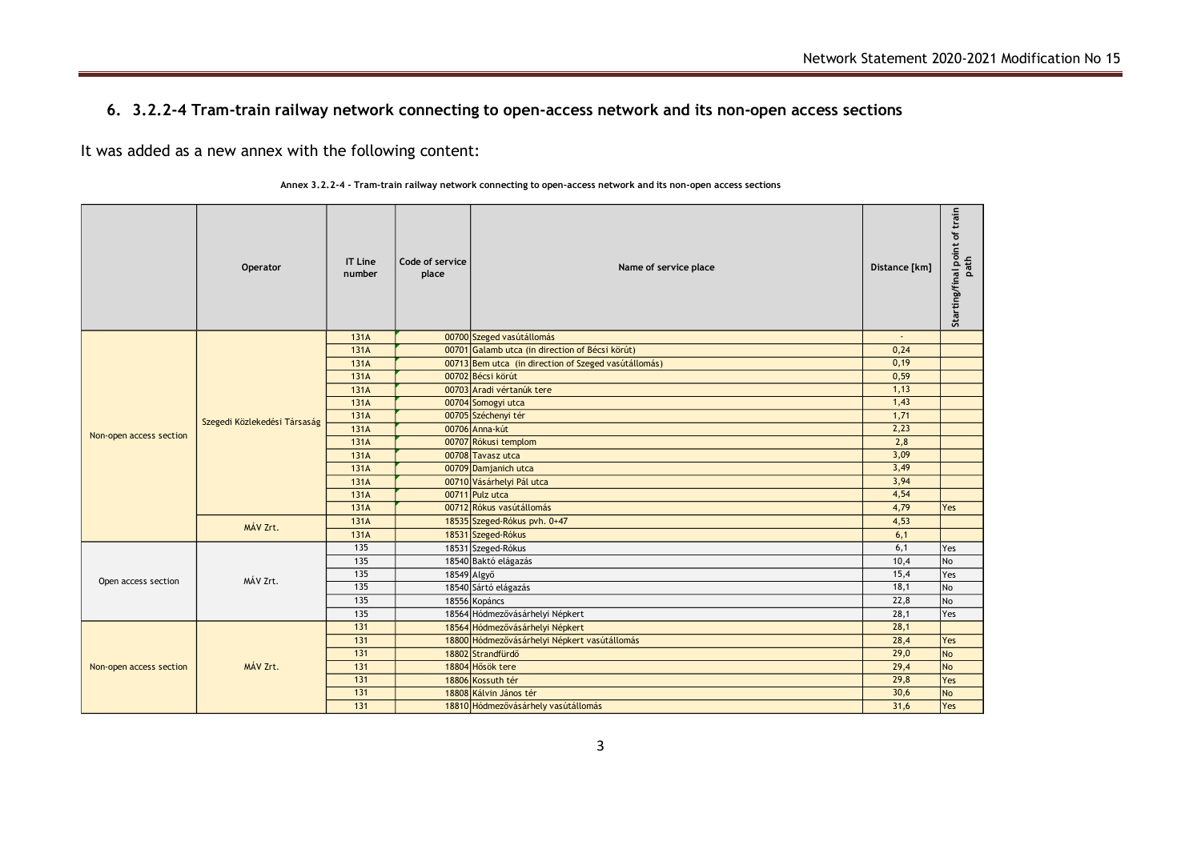## 6. 3.2.2-4 Tram-train railway network connecting to open-access network and its non-open access sections

It was added as a new annex with the following content:

**Annex 3.2.2-4 - Tram-train railway network connecting to open-access network and its non-open access sections**

| | Operator | IT Line number | Code of service place | Name of service place | Distance [km] | Starting/final point of train path |
|---|---|---|---|---|---|---|
| Non-open access section | Szegedi Közlekedési Társaság | 131A | 00700 | Szeged vasútállomás | - | |
| | | 131A | 00701 | Galamb utca (in direction of Bécsi körút) | 0,24 | |
| | | 131A | 00713 | Bem utca (in direction of Szeged vasútállomás) | 0,19 | |
| | | 131A | 00702 | Bécsi körút | 0,59 | |
| | | 131A | 00703 | Aradi vértanúk tere | 1,13 | |
| | | 131A | 00704 | Somogyi utca | 1,43 | |
| | | 131A | 00705 | Széchenyi tér | 1,71 | |
| | | 131A | 00706 | Anna-kút | 2,23 | |
| | | 131A | 00707 | Rókusi templom | 2,8 | |
| | | 131A | 00708 | Tavasz utca | 3,09 | |
| | | 131A | 00709 | Damjanich utca | 3,49 | |
| | | 131A | 00710 | Vásárhelyi Pál utca | 3,94 | |
| | | 131A | 00711 | Pulz utca | 4,54 | |
| | | 131A | 00712 | Rókus vasútállomás | 4,79 | Yes |
| | MÁV Zrt. | 131A | 18535 | Szeged-Rókus pvh. 0+47 | 4,53 | |
| | | 131A | 18531 | Szeged-Rókus | 6,1 | |
| Open access section | MÁV Zrt. | 135 | 18531 | Szeged-Rókus | 6,1 | Yes |
| | | 135 | 18540 | Baktó elágazás | 10,4 | No |
| | | 135 | 18549 | Algyő | 15,4 | Yes |
| | | 135 | 18540 | Sártó elágazás | 18,1 | No |
| | | 135 | 18556 | Kopáncs | 22,8 | No |
| | | 135 | 18564 | Hódmezővásárhelyi Népkert | 28,1 | Yes |
| Non-open access section | MÁV Zrt. | 131 | 18564 | Hódmezővásárhelyi Népkert | 28,1 | |
| | | 131 | 18800 | Hódmezővásárhelyi Népkert vasútállomás | 28,4 | Yes |
| | | 131 | 18802 | Strandfürdő | 29,0 | No |
| | | 131 | 18804 | Hősök tere | 29,4 | No |
| | | 131 | 18806 | Kossuth tér | 29,8 | Yes |
| | | 131 | 18808 | Kálvin János tér | 30,6 | No |
| | | 131 | 18810 | Hódmezővásárhely vasútállomás | 31,6 | Yes |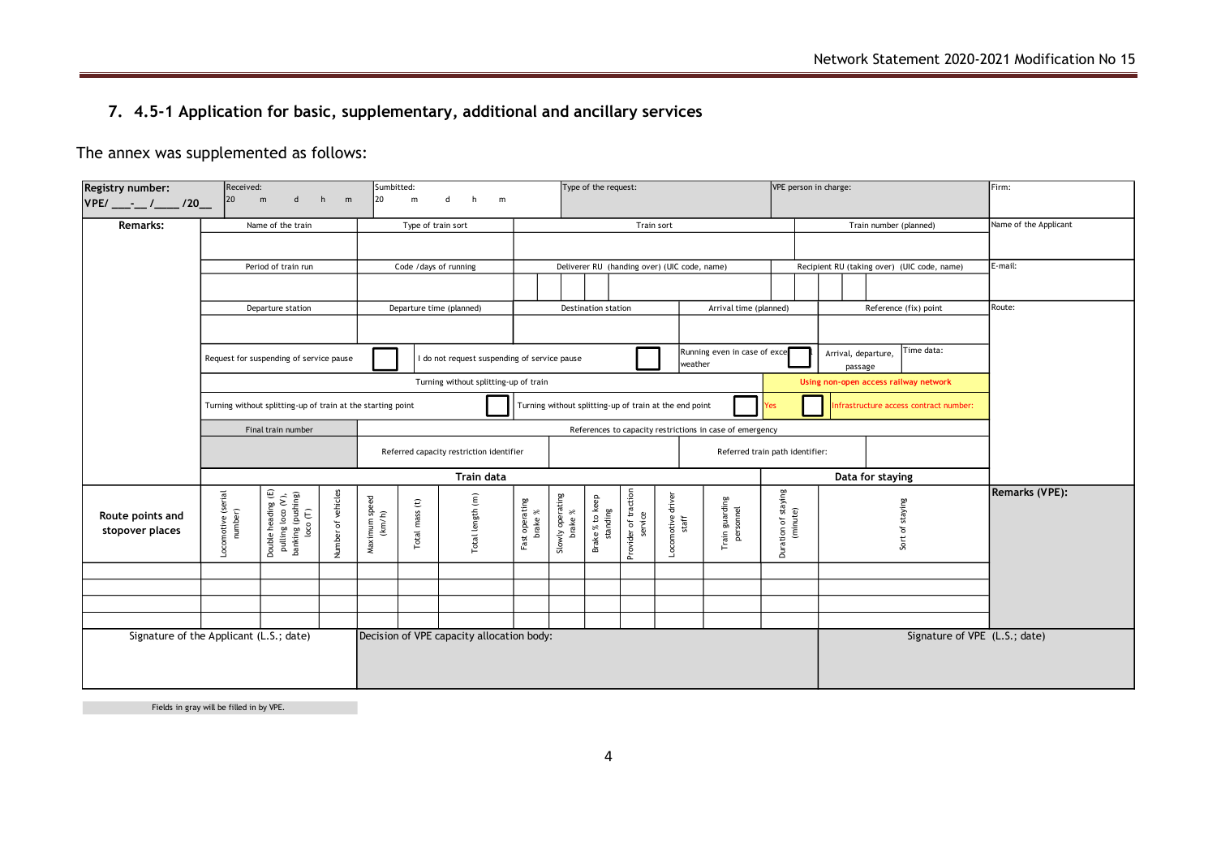## 7. 4.5-1 Application for basic, supplementary, additional and ancillary services

The annex was supplemented as follows:

| **Registry number:** VPE/ ___-__ /____ /20__ | Received: 20 m d h m | | Sumbitted: 20 m d h m | | | Type of the request: | | | | | | | VPE person in charge: | | Firm: |
|---|---|---|---|---|---|---|---|---|---|---|---|---|---|---|---|
| **Remarks:** | Name of the train | | Type of train sort | | | Train sort | | | | | | | Train number (planned) | | Name of the Applicant |
| | | | | | | | | | | | | | | | |
| | Period of train run | | Code /days of running | | | Deliverer RU (handing over) (UIC code, name) | | | | | | | Recipient RU (taking over) (UIC code, name) | | E-mail: |
| | | | | | | | | | | | | | | | |
| | Departure station | | Departure time (planned) | | | Destination station | | | | Arrival time (planned) | | | Reference (fix) point | | Route: |
| | | | | | | | | | | | | | | | |
| | Request for suspending of service pause ☐ | | I do not request suspending of service pause ☐ | | | | | | | Running even in case of exceptional weather ☐ | | | Arrival, departure, passage | Time data: | |
| | Turning without splitting-up of train | | | | | | | | | | | | Using non-open access railway network | | |
| | Turning without splitting-up of train at the starting point ☐ | | | | | Turning without splitting-up of train at the end point ☐ | | | | | | | Yes ☐ | Infrastructure access contract number: | |
| | Final train number | | References to capacity restrictions in case of emergency | | | | | | | | | | | | |
| | | | Referred capacity restriction identifier | | | | | | | Referred train path identifier: | | | | | |
| | Train data | | | | | | | | | | | | Data for staying | | |
| Route points and stopover places | Locomotive (serial number) | Double heading (E) pulling loco (V), banking (pushing) loco (T) | Number of vehicles | Maximum speed (km/h) | Total mass (t) | Total length (m) | Fast operating brake % | Slowly operating brake % | Brake % to keep standing | Provider of traction service | Locomotive driver staff | Train guarding personnel | Duration of staying (minute) | Sort of staying | **Remarks (VPE):** |
| | | | | | | | | | | | | | | | |
| | | | | | | | | | | | | | | | |
| | | | | | | | | | | | | | | | |
| | | | | | | | | | | | | | | | |
| Signature of the Applicant (L.S.; date) | | | Decision of VPE capacity allocation body: | | | | | | | | | | Signature of VPE (L.S.; date) | | |

Fields in gray will be filled in by VPE.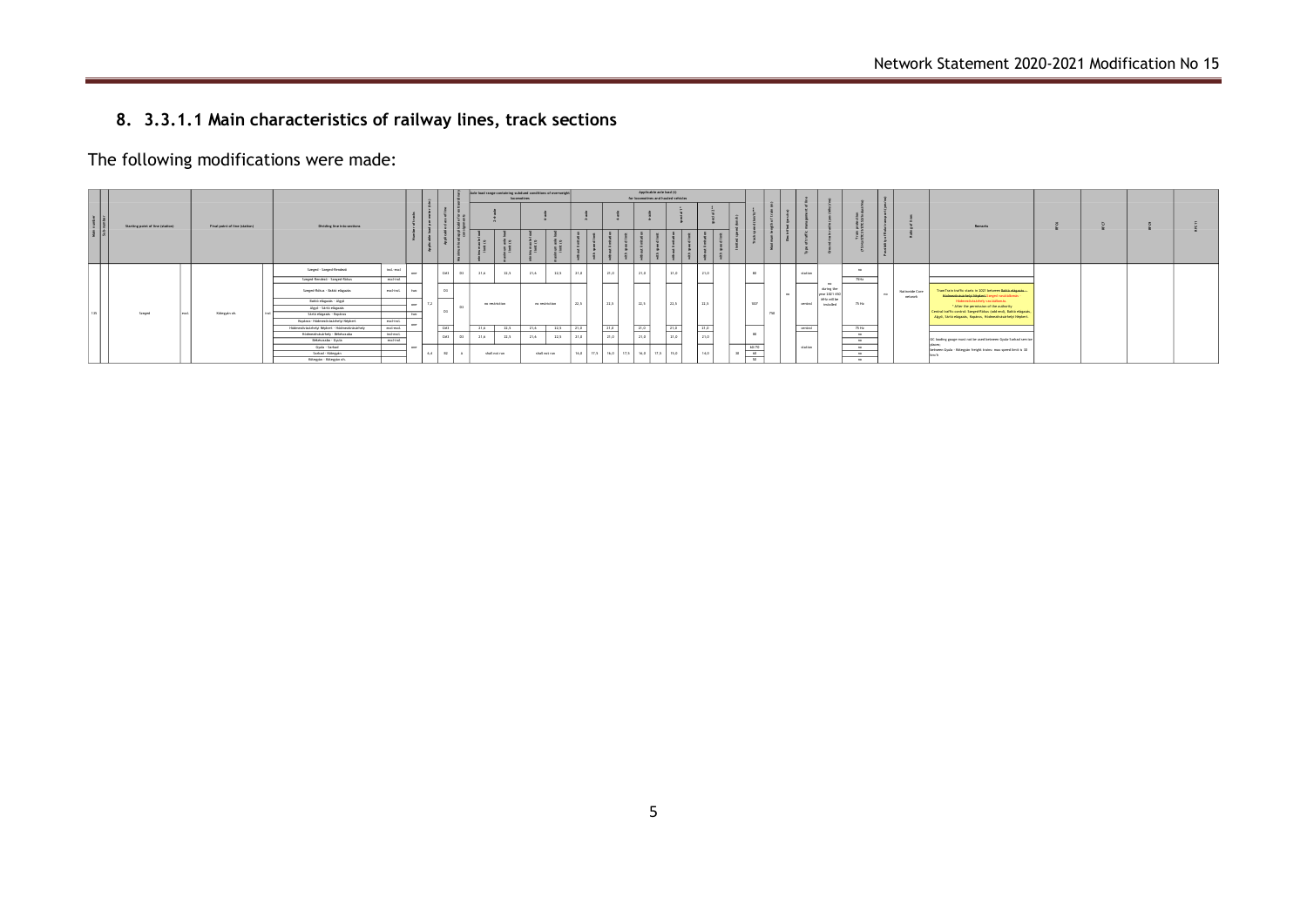# 8. 3.3.1.1 Main characteristics of railway lines, track sections

The following modifications were made:

| Main number | Sub-number | Starting point of line (station) | | Final point of line (station) | | Dividing line into sections | | Number of tracks | Applicable load per meter (t/m) | Applicable class of line | Maximum load gauge (vehicle accessories, components) | Axle load range containing outsized conditions of overweight locomotives: 2-4 axle minimum axle load (ton) | 2-4 axle maximum axle load (ton) | 6 axle minimum axle load (ton) | 6 axle maximum axle load (ton) | 3 axle without limitation | 3 axle with speed limit | 4 axle without limitation | 4 axle with speed limit | 6 axle without limitation | 6 axle with speed limit | special 1** without limitation | special 1** with speed limit | special 2** without limitation | special 2** with speed limit | Limited speed (km/h) | Track speed (km/h) | Maximum length of train (m) | Electrified (yes/no) | Type of traffic management of line | Ground train radio (GSM-R) system | Train protection (TVM/ETCS/EVM/...) | Possibility of train transport (yes/no) | Railway of lines | Remarks | BFQ | BFQT | BFN | BFQT1 |
|---|---|---|---|---|---|---|---|---|---|---|---|---|---|---|---|---|---|---|---|---|---|---|---|---|---|---|---|---|---|---|---|---|---|---|---|---|---|---|---|
| 135 | | Szeged | excl. | Kiskunhalas... | incl. | Szeged - Szeged-Rendező | incl. excl. | one | | D4XI | D2 | 21,6 | 22,5 | 21,6 | 22,5 | 21,0 | | 21,0 | | 21,0 | | 21,0 | | 21,0 | | | 80 | | | station | no during the year 2021 EKO szervezet installed | no | no | National Core network | | | | | |
| | | | | | | Szeged-Rendező - Szeged-Rókus | excl.incl. | | | | | | | | | | | | | | | | | | | | | | | | | 75 Hz | | | | | | | |
| | | | | | | Szeged-Rókus - Baktó elágazás | excl.incl. | two | | D4 | | | | | | | | | | | | | | | | | | | | | | | | | TramTrain traffic starts in 2021 between ~~Baktó elágazás - Hódmezővásárhely Népkert~~ Szeged-csomópont - Hódmezővásárhely csomópont. * After the permission of the authority. Central traffic control: Szeged-Rókus (odd excl), Baktó elágazás, Algyő, Tiszta elágazás, Kopáncs, Hódmezővásárhely Népkert. | | | | |
| | | | | | | Baktó elágazás - Algyő | | one | 7,2 | D4 | D2 | no restriction | | no restriction | | 22,5 | | 22,5 | | 22,5 | | 22,5 | | 22,5 | | | 100* | 750 | no | central | | 75 Hz | | | | | | | |
| | | | | | | Algyő - Tiszta elágazás | | | | | | | | | | | | | | | | | | | | | | | | | | | | | | | | | |
| | | | | | | Tiszta elágazás - Kopáncs | | two | | | | | | | | | | | | | | | | | | | | | | | | | | | | | | | |
| | | | | | | Kopáncs - Hódmezővásárhely Népkert | excl.incl. | one | | | | | | | | | | | | | | | | | | | | | | | | | | | | | | | |
| | | | | | | Hódmezővásárhely Népkert - Hódmezővásárhely | excl.excl. | | | D4XI | | 21,6 | 22,5 | 21,6 | 22,5 | 21,0 | | 21,0 | | 21,0 | | 21,0 | | 21,0 | | | | | | central | | 75 Hz | | | | | | | |
| | | | | | | Hódmezővásárhely - Békéscsaba | incl.excl. | | | D4XI | D2 | 21,6 | 22,5 | 21,6 | 22,5 | 21,0 | | 21,0 | | 21,0 | | 21,0 | | 21,0 | | | 80 | | | | | no | | | | | | | |
| | | | | | | Békéscsaba - Gyula | excl.incl. | | | | | | | | | | | | | | | | | | | | | | | | | no | | | GC loading gauge must not be used between Gyula-Szabadkígyós section places: between Gyula - Kötegyán freight trains max speed limit is 30 km/h | | | | |
| | | | | | | Gyula - Sarkad | | one | | | | | | | | | | | | | | | | | | | 60/70 | | | station | | no | | | | | | | |
| | | | | | | Sarkad - Kötegyán | | | 4,4 | B2 | A | shall not run | | shall not run | | 16,0 | 17,5 | 16,0 | 17,5 | 16,0 | 17,5 | 15,0 | | 14,0 | | 30 | 60 | | | | | no | | | | | | | |
| | | | | | | Kötegyán - Kötegyán oh. | | | | | | | | | | | | | | | | | | | | | 50 | | | | | no | | | | | | | |